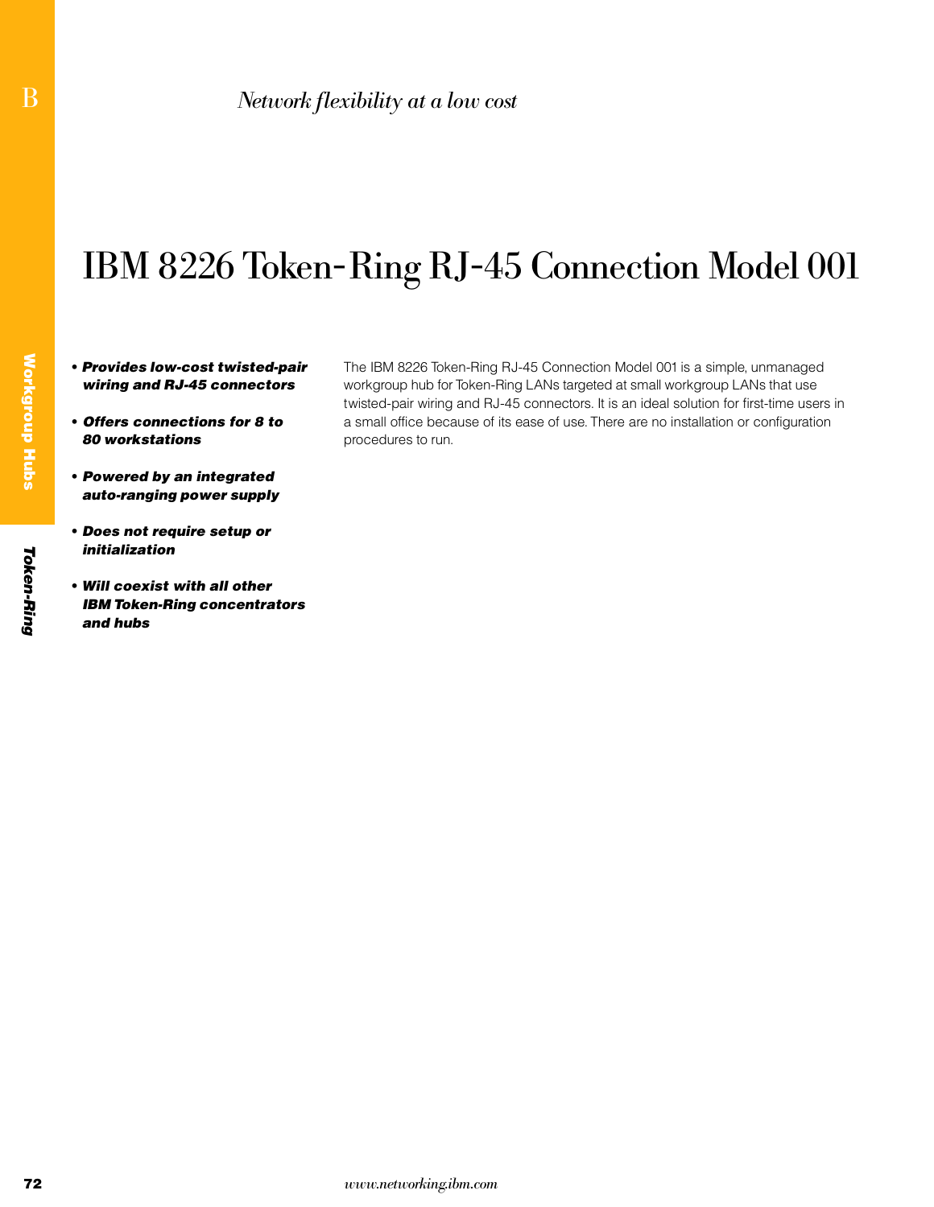*Network flexibility at a low cost*

# IBM 8226 Token-Ring RJ-45 Connection Model 001

- ***Provides low-cost twisted-pair wiring and RJ-45 connectors***
- ***Offers connections for 8 to 80 workstations***
- ***Powered by an integrated auto-ranging power supply***
- ***Does not require setup or initialization***
- ***Will coexist with all other IBM Token-Ring concentrators and hubs***

The IBM 8226 Token-Ring RJ-45 Connection Model 001 is a simple, unmanaged workgroup hub for Token-Ring LANs targeted at small workgroup LANs that use twisted-pair wiring and RJ-45 connectors. It is an ideal solution for first-time users in a small office because of its ease of use. There are no installation or configuration procedures to run.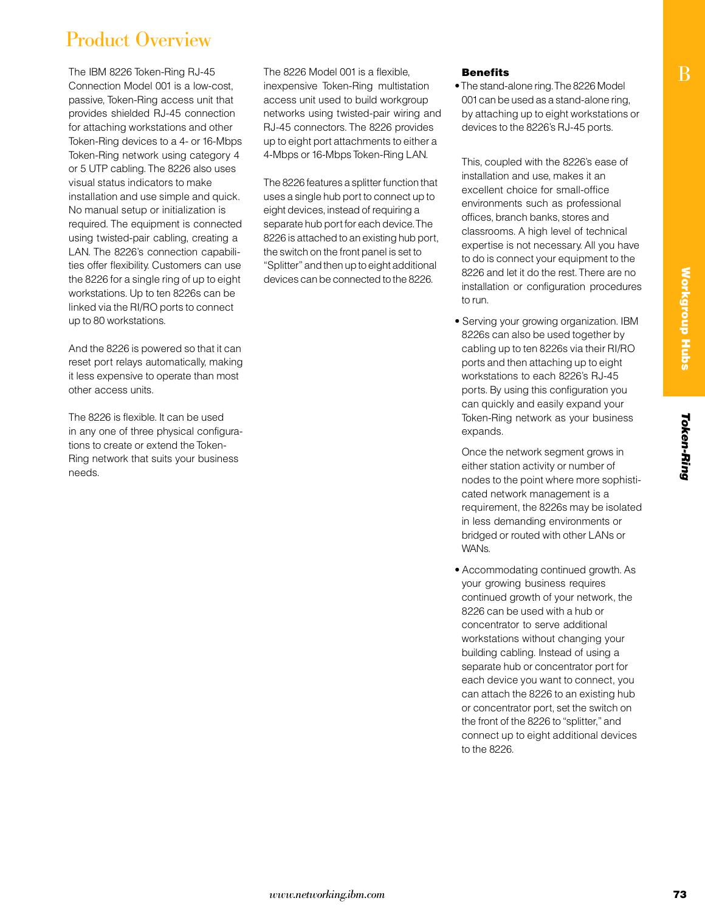# Product Overview

The IBM 8226 Token-Ring RJ-45 Connection Model 001 is a low-cost, passive, Token-Ring access unit that provides shielded RJ-45 connection for attaching workstations and other Token-Ring devices to a 4- or 16-Mbps Token-Ring network using category 4 or 5 UTP cabling. The 8226 also uses visual status indicators to make installation and use simple and quick. No manual setup or initialization is required. The equipment is connected using twisted-pair cabling, creating a LAN. The 8226's connection capabilities offer flexibility. Customers can use the 8226 for a single ring of up to eight workstations. Up to ten 8226s can be linked via the RI/RO ports to connect up to 80 workstations.

And the 8226 is powered so that it can reset port relays automatically, making it less expensive to operate than most other access units.

The 8226 is flexible. It can be used in any one of three physical configurations to create or extend the Token-Ring network that suits your business needs.

The 8226 Model 001 is a flexible, inexpensive Token-Ring multistation access unit used to build workgroup networks using twisted-pair wiring and RJ-45 connectors. The 8226 provides up to eight port attachments to either a 4-Mbps or 16-Mbps Token-Ring LAN.

The 8226 features a splitter function that uses a single hub port to connect up to eight devices, instead of requiring a separate hub port for each device. The 8226 is attached to an existing hub port, the switch on the front panel is set to "Splitter" and then up to eight additional devices can be connected to the 8226.

**Benefits**

- The stand-alone ring. The 8226 Model 001 can be used as a stand-alone ring, by attaching up to eight workstations or devices to the 8226's RJ-45 ports.

  This, coupled with the 8226's ease of installation and use, makes it an excellent choice for small-office environments such as professional offices, branch banks, stores and classrooms. A high level of technical expertise is not necessary. All you have to do is connect your equipment to the 8226 and let it do the rest. There are no installation or configuration procedures to run.

- Serving your growing organization. IBM 8226s can also be used together by cabling up to ten 8226s via their RI/RO ports and then attaching up to eight workstations to each 8226's RJ-45 ports. By using this configuration you can quickly and easily expand your Token-Ring network as your business expands.

  Once the network segment grows in either station activity or number of nodes to the point where more sophisticated network management is a requirement, the 8226s may be isolated in less demanding environments or bridged or routed with other LANs or WANs.

- Accommodating continued growth. As your growing business requires continued growth of your network, the 8226 can be used with a hub or concentrator to serve additional workstations without changing your building cabling. Instead of using a separate hub or concentrator port for each device you want to connect, you can attach the 8226 to an existing hub or concentrator port, set the switch on the front of the 8226 to "splitter," and connect up to eight additional devices to the 8226.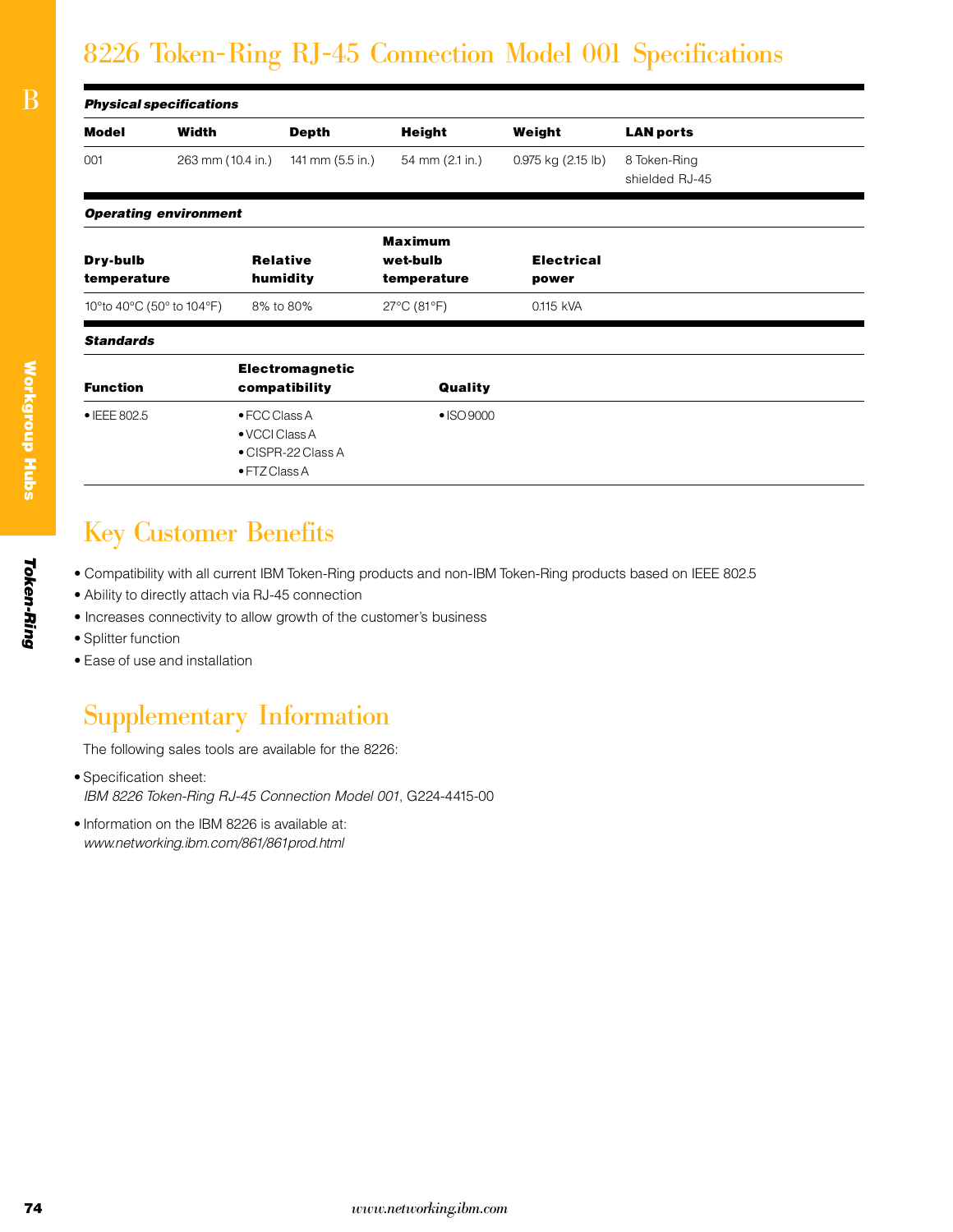# 8226 Token-Ring RJ-45 Connection Model 001 Specifications

***Physical specifications***

| Model | Width | Depth | Height | Weight | LAN ports |
|---|---|---|---|---|---|
| 001 | 263 mm (10.4 in.) | 141 mm (5.5 in.) | 54 mm (2.1 in.) | 0.975 kg (2.15 lb) | 8 Token-Ring shielded RJ-45 |

***Operating environment***

| Dry-bulb temperature | Relative humidity | Maximum wet-bulb temperature | Electrical power |
|---|---|---|---|
| 10°to 40°C (50° to 104°F) | 8% to 80% | 27°C (81°F) | 0.115 kVA |

***Standards***

| Function | Electromagnetic compatibility | Quality |
|---|---|---|
| • IEEE 802.5 | • FCC Class A<br>• VCCI Class A<br>• CISPR-22 Class A<br>• FTZ Class A | • ISO 9000 |

## Key Customer Benefits

- Compatibility with all current IBM Token-Ring products and non-IBM Token-Ring products based on IEEE 802.5
- Ability to directly attach via RJ-45 connection
- Increases connectivity to allow growth of the customer's business
- Splitter function
- Ease of use and installation

## Supplementary Information

The following sales tools are available for the 8226:

- Specification sheet:
  *IBM 8226 Token-Ring RJ-45 Connection Model 001*, G224-4415-00
- Information on the IBM 8226 is available at:
  *www.networking.ibm.com/861/861prod.html*